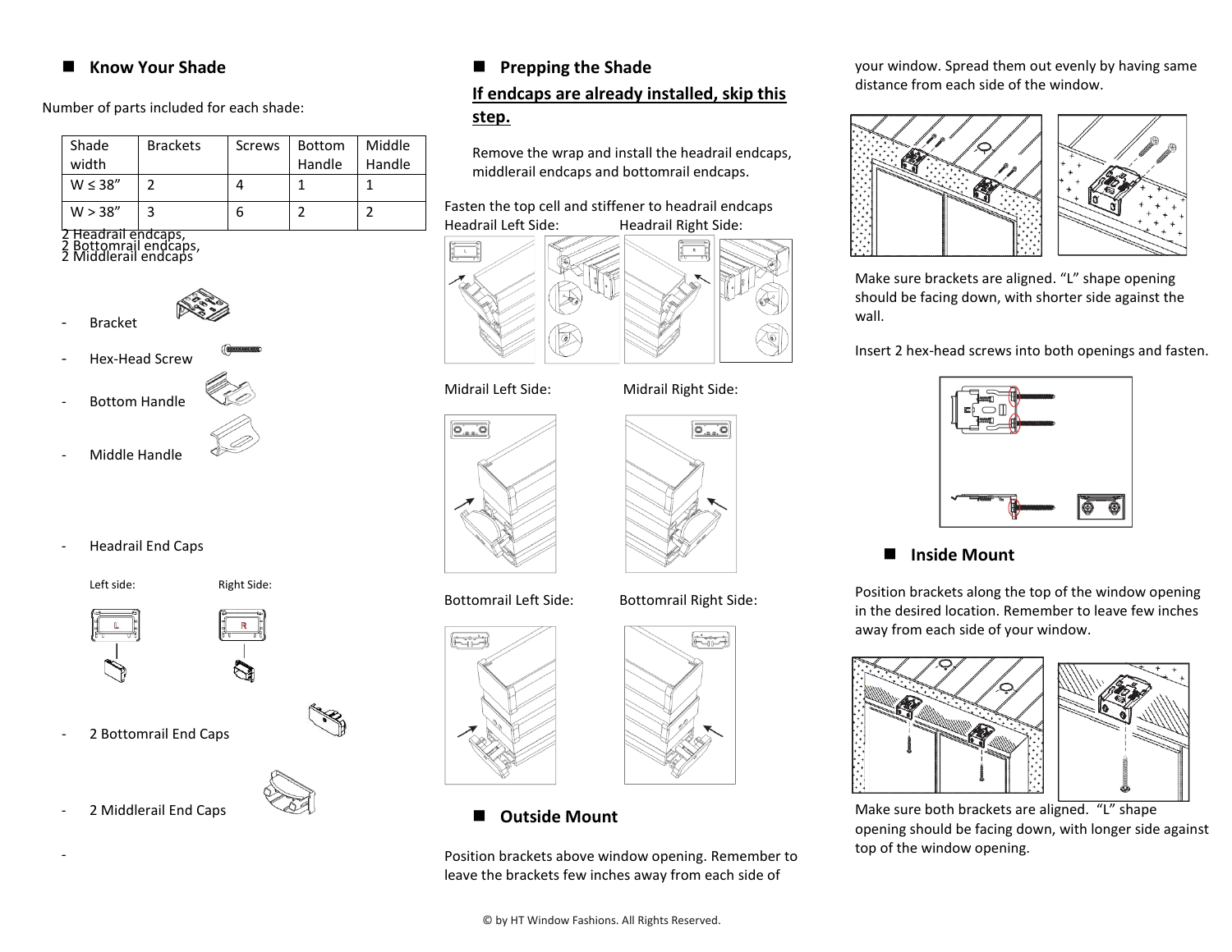## Know Your Shade

Number of parts included for each shade:

| Shade width | Brackets | Screws | Bottom Handle | Middle Handle |
|---|---|---|---|---|
| W ≤ 38” | 2 | 4 | 1 | 1 |
| W > 38” | 3 | 6 | 2 | 2 |

2 Headrail endcaps,
2 Bottomrail endcaps,
2 Middlerail endcaps

- Bracket
- Hex-Head Screw
- Bottom Handle
- Middle Handle
- Headrail End Caps

Left side: Right Side:

- 2 Bottomrail End Caps
- 2 Middlerail End Caps
-

## Prepping the Shade

**If endcaps are already installed, skip this step.**

Remove the wrap and install the headrail endcaps, middlerail endcaps and bottomrail endcaps.

Fasten the top cell and stiffener to headrail endcaps

Headrail Left Side: Headrail Right Side:

Midrail Left Side: Midrail Right Side:

Bottomrail Left Side: Bottomrail Right Side:

## Outside Mount

Position brackets above window opening. Remember to leave the brackets few inches away from each side of your window. Spread them out evenly by having same distance from each side of the window.

Make sure brackets are aligned. “L” shape opening should be facing down, with shorter side against the wall.

Insert 2 hex-head screws into both openings and fasten.

## Inside Mount

Position brackets along the top of the window opening in the desired location. Remember to leave few inches away from each side of your window.

Make sure both brackets are aligned. “L” shape opening should be facing down, with longer side against top of the window opening.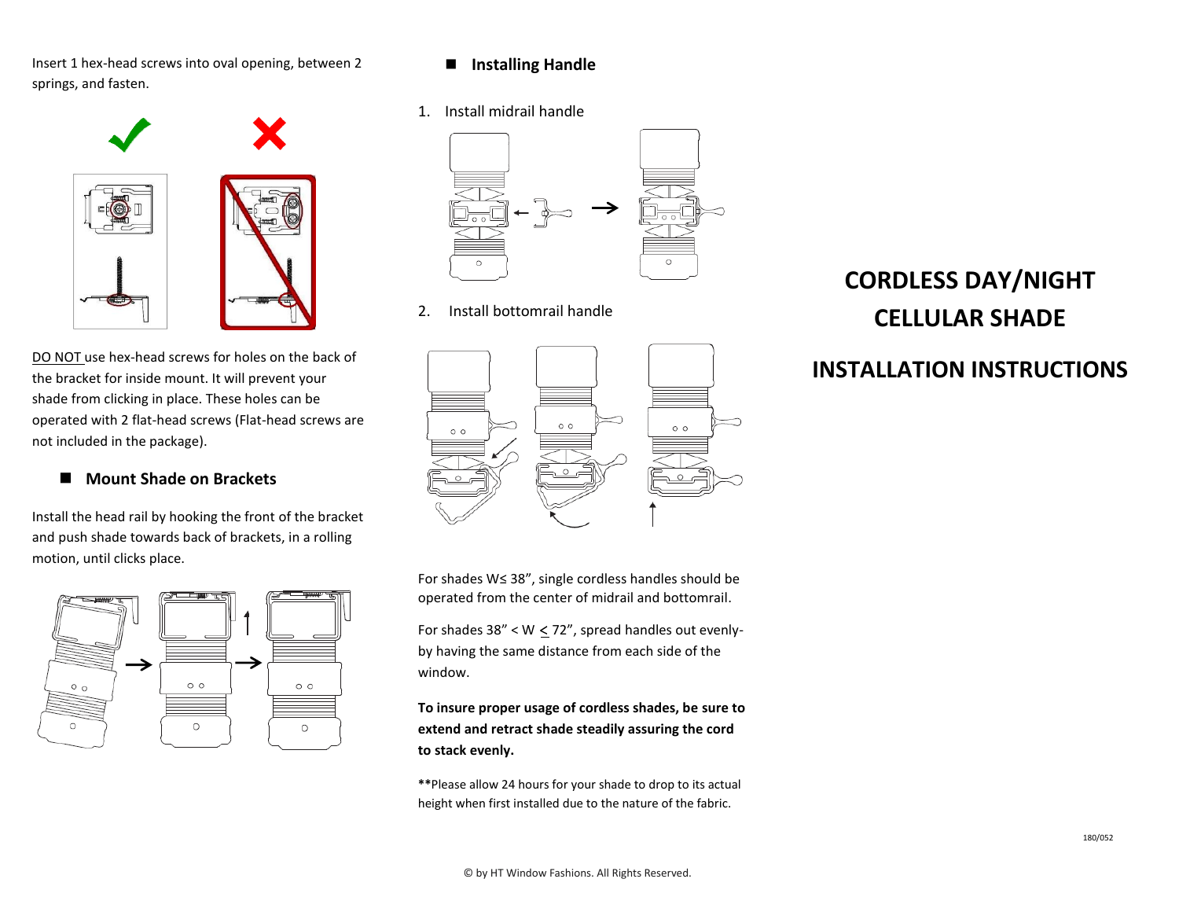Insert 1 hex-head screws into oval opening, between 2 springs, and fasten.

DO NOT use hex-head screws for holes on the back of the bracket for inside mount. It will prevent your shade from clicking in place. These holes can be operated with 2 flat-head screws (Flat-head screws are not included in the package).

## Mount Shade on Brackets

Install the head rail by hooking the front of the bracket and push shade towards back of brackets, in a rolling motion, until clicks place.

## Installing Handle

1. Install midrail handle

2. Install bottomrail handle

For shades W≤ 38", single cordless handles should be operated from the center of midrail and bottomrail.

For shades 38" < W ≤ 72", spread handles out evenly- by having the same distance from each side of the window.

**To insure proper usage of cordless shades, be sure to extend and retract shade steadily assuring the cord to stack evenly.**

**Please allow 24 hours for your shade to drop to its actual height when first installed due to the nature of the fabric.

© by HT Window Fashions. All Rights Reserved.

# CORDLESS DAY/NIGHT CELLULAR SHADE

# INSTALLATION INSTRUCTIONS

180/052